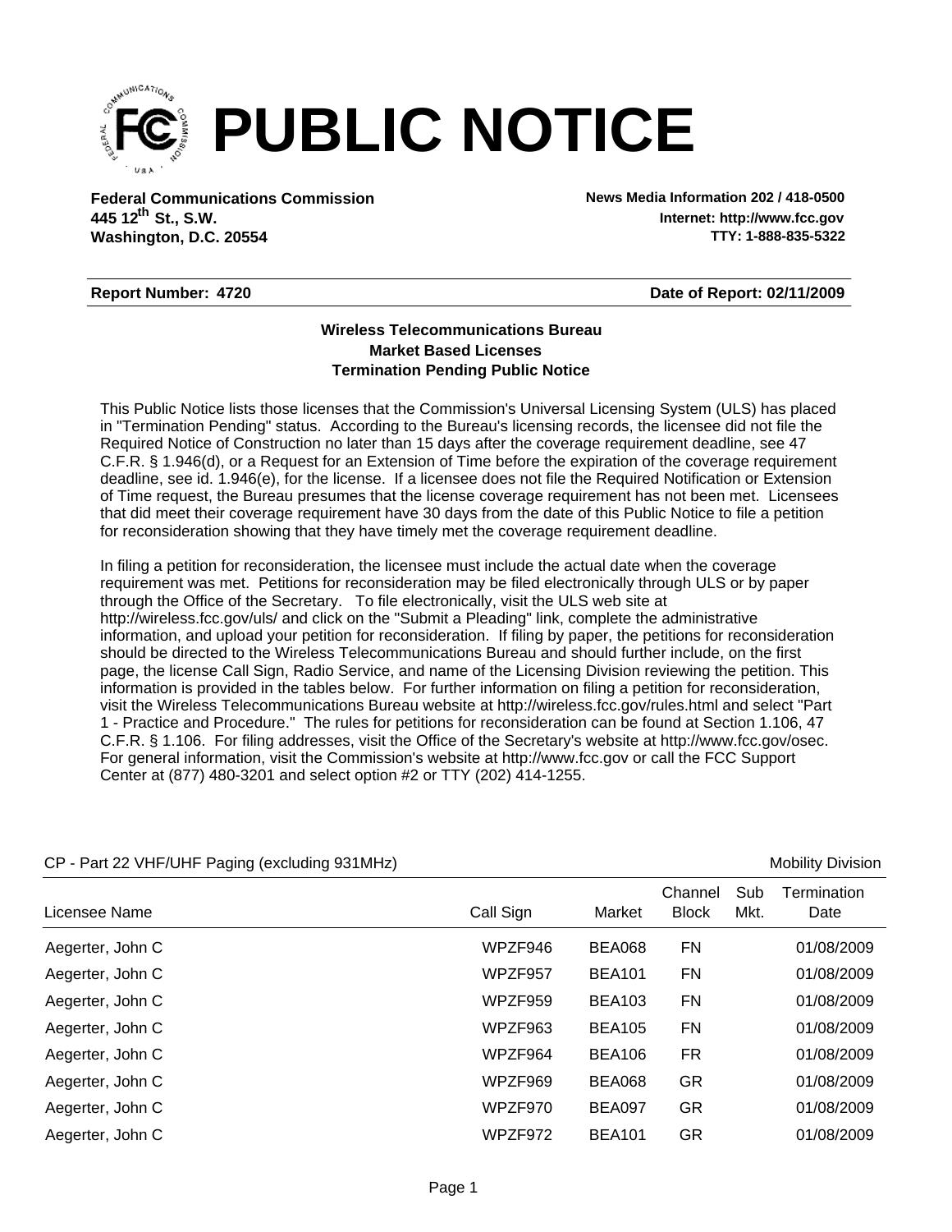# PUBLIC NOTICE

**Federal Communications Commission**
**445 12th St., S.W.**
**Washington, D.C. 20554**

**News Media Information 202 / 418-0500**
**Internet: http://www.fcc.gov**
**TTY: 1-888-835-5322**

**Report Number: 4720** **Date of Report: 02/11/2009**

**Wireless Telecommunications Bureau**
**Market Based Licenses**
**Termination Pending Public Notice**

This Public Notice lists those licenses that the Commission's Universal Licensing System (ULS) has placed in "Termination Pending" status. According to the Bureau's licensing records, the licensee did not file the Required Notice of Construction no later than 15 days after the coverage requirement deadline, see 47 C.F.R. § 1.946(d), or a Request for an Extension of Time before the expiration of the coverage requirement deadline, see id. 1.946(e), for the license. If a licensee does not file the Required Notification or Extension of Time request, the Bureau presumes that the license coverage requirement has not been met. Licensees that did meet their coverage requirement have 30 days from the date of this Public Notice to file a petition for reconsideration showing that they have timely met the coverage requirement deadline.

In filing a petition for reconsideration, the licensee must include the actual date when the coverage requirement was met. Petitions for reconsideration may be filed electronically through ULS or by paper through the Office of the Secretary. To file electronically, visit the ULS web site at http://wireless.fcc.gov/uls/ and click on the "Submit a Pleading" link, complete the administrative information, and upload your petition for reconsideration. If filing by paper, the petitions for reconsideration should be directed to the Wireless Telecommunications Bureau and should further include, on the first page, the license Call Sign, Radio Service, and name of the Licensing Division reviewing the petition. This information is provided in the tables below. For further information on filing a petition for reconsideration, visit the Wireless Telecommunications Bureau website at http://wireless.fcc.gov/rules.html and select "Part 1 - Practice and Procedure." The rules for petitions for reconsideration can be found at Section 1.106, 47 C.F.R. § 1.106. For filing addresses, visit the Office of the Secretary's website at http://www.fcc.gov/osec. For general information, visit the Commission's website at http://www.fcc.gov or call the FCC Support Center at (877) 480-3201 and select option #2 or TTY (202) 414-1255.

CP - Part 22 VHF/UHF Paging (excluding 931MHz) — Mobility Division

| Licensee Name | Call Sign | Market | Channel Block | Sub Mkt. | Termination Date |
|---|---|---|---|---|---|
| Aegerter, John C | WPZF946 | BEA068 | FN | | 01/08/2009 |
| Aegerter, John C | WPZF957 | BEA101 | FN | | 01/08/2009 |
| Aegerter, John C | WPZF959 | BEA103 | FN | | 01/08/2009 |
| Aegerter, John C | WPZF963 | BEA105 | FN | | 01/08/2009 |
| Aegerter, John C | WPZF964 | BEA106 | FR | | 01/08/2009 |
| Aegerter, John C | WPZF969 | BEA068 | GR | | 01/08/2009 |
| Aegerter, John C | WPZF970 | BEA097 | GR | | 01/08/2009 |
| Aegerter, John C | WPZF972 | BEA101 | GR | | 01/08/2009 |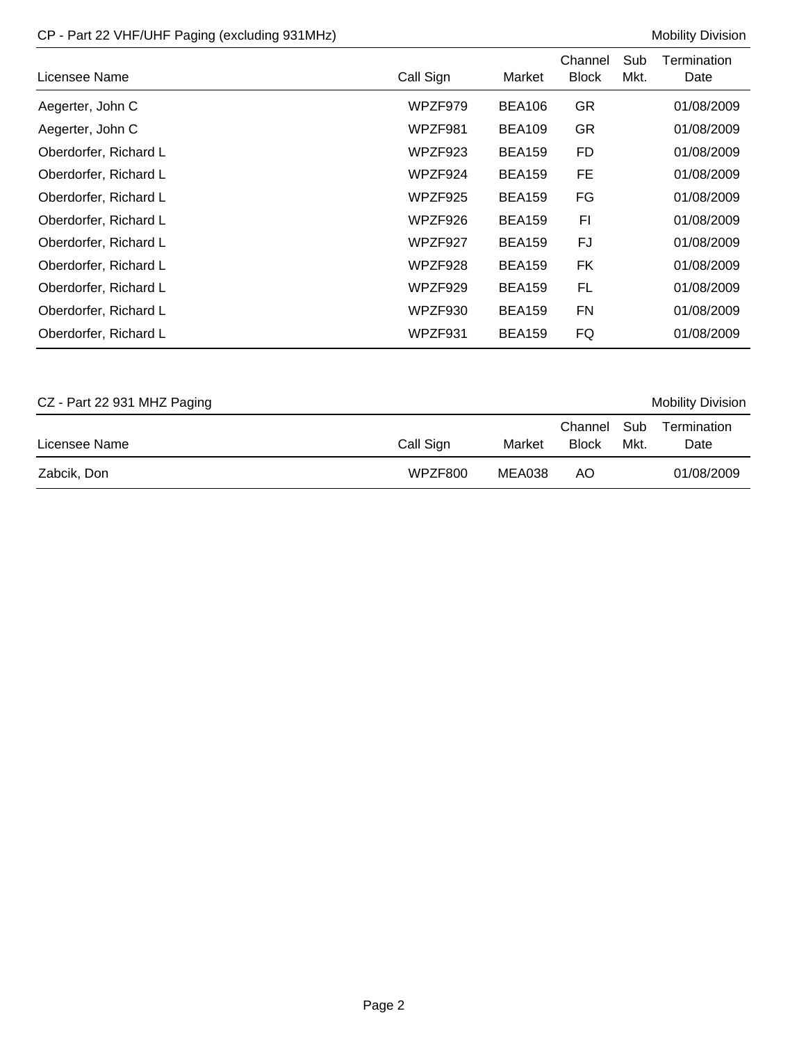CP - Part 22 VHF/UHF Paging (excluding 931MHz) Mobility Division

| Licensee Name | Call Sign | Market | Channel Block | Sub Mkt. | Termination Date |
|---|---|---|---|---|---|
| Aegerter, John C | WPZF979 | BEA106 | GR | | 01/08/2009 |
| Aegerter, John C | WPZF981 | BEA109 | GR | | 01/08/2009 |
| Oberdorfer, Richard L | WPZF923 | BEA159 | FD | | 01/08/2009 |
| Oberdorfer, Richard L | WPZF924 | BEA159 | FE | | 01/08/2009 |
| Oberdorfer, Richard L | WPZF925 | BEA159 | FG | | 01/08/2009 |
| Oberdorfer, Richard L | WPZF926 | BEA159 | FI | | 01/08/2009 |
| Oberdorfer, Richard L | WPZF927 | BEA159 | FJ | | 01/08/2009 |
| Oberdorfer, Richard L | WPZF928 | BEA159 | FK | | 01/08/2009 |
| Oberdorfer, Richard L | WPZF929 | BEA159 | FL | | 01/08/2009 |
| Oberdorfer, Richard L | WPZF930 | BEA159 | FN | | 01/08/2009 |
| Oberdorfer, Richard L | WPZF931 | BEA159 | FQ | | 01/08/2009 |

CZ - Part 22 931 MHZ Paging Mobility Division

| Licensee Name | Call Sign | Market | Channel Block | Sub Mkt. | Termination Date |
|---|---|---|---|---|---|
| Zabcik, Don | WPZF800 | MEA038 | AO | | 01/08/2009 |